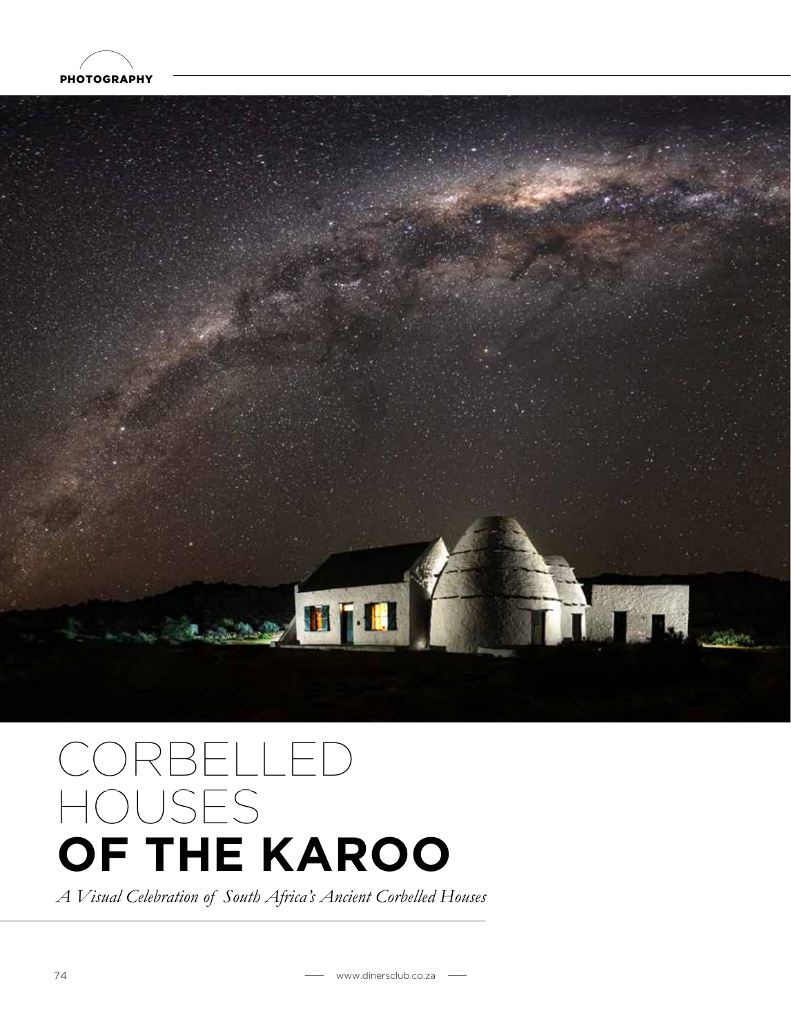# CORBELLED HOUSES **OF THE KAROO**

*A Visual Celebration of South Africa's Ancient Corbelled Houses*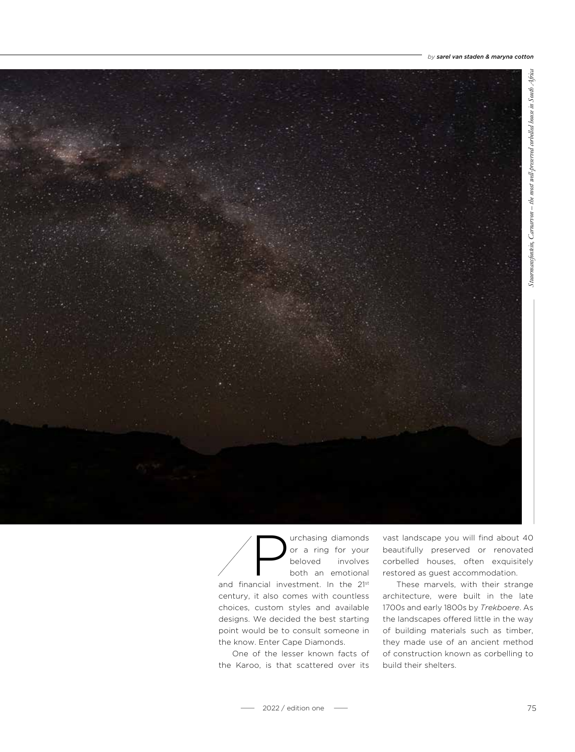by *sarel van staden & maryna cotton*

*Stuurmansfontein, Carnarvon – the most well-preserved corbelled house in South Africa*

Purchasing diamonds or a ring for your beloved involves both an emotional and financial investment. In the 21st century, it also comes with countless choices, custom styles and available designs. We decided the best starting point would be to consult someone in the know. Enter Cape Diamonds.

One of the lesser known facts of the Karoo, is that scattered over its vast landscape you will find about 40 beautifully preserved or renovated corbelled houses, often exquisitely restored as guest accommodation.

These marvels, with their strange architecture, were built in the late 1700s and early 1800s by *Trekboere*. As the landscapes offered little in the way of building materials such as timber, they made use of an ancient method of construction known as corbelling to build their shelters.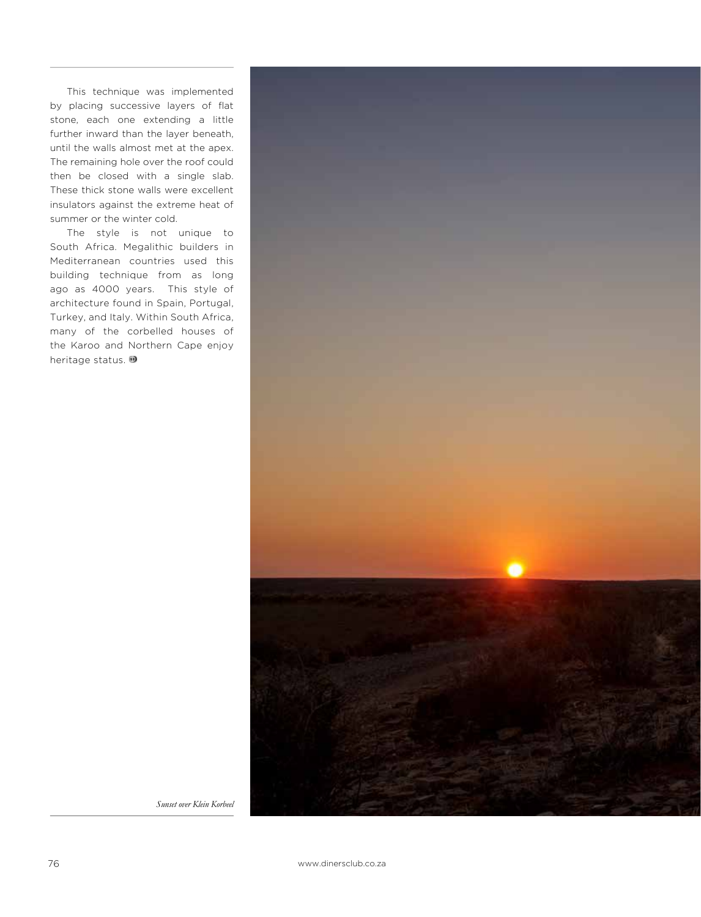This technique was implemented by placing successive layers of flat stone, each one extending a little further inward than the layer beneath, until the walls almost met at the apex. The remaining hole over the roof could then be closed with a single slab. These thick stone walls were excellent insulators against the extreme heat of summer or the winter cold.

The style is not unique to South Africa. Megalithic builders in Mediterranean countries used this building technique from as long ago as 4000 years. This style of architecture found in Spain, Portugal, Turkey, and Italy. Within South Africa, many of the corbelled houses of the Karoo and Northern Cape enjoy heritage status.

*Sunset over Klein Korbeel*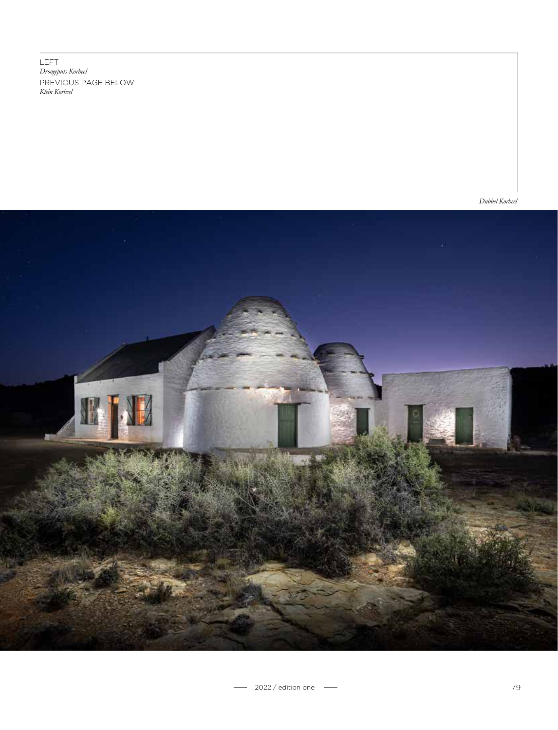LEFT
*Droogeputs Korbeel*
PREVIOUS PAGE BELOW
*Klein Korbeel*

*Dubbel Korbeel*